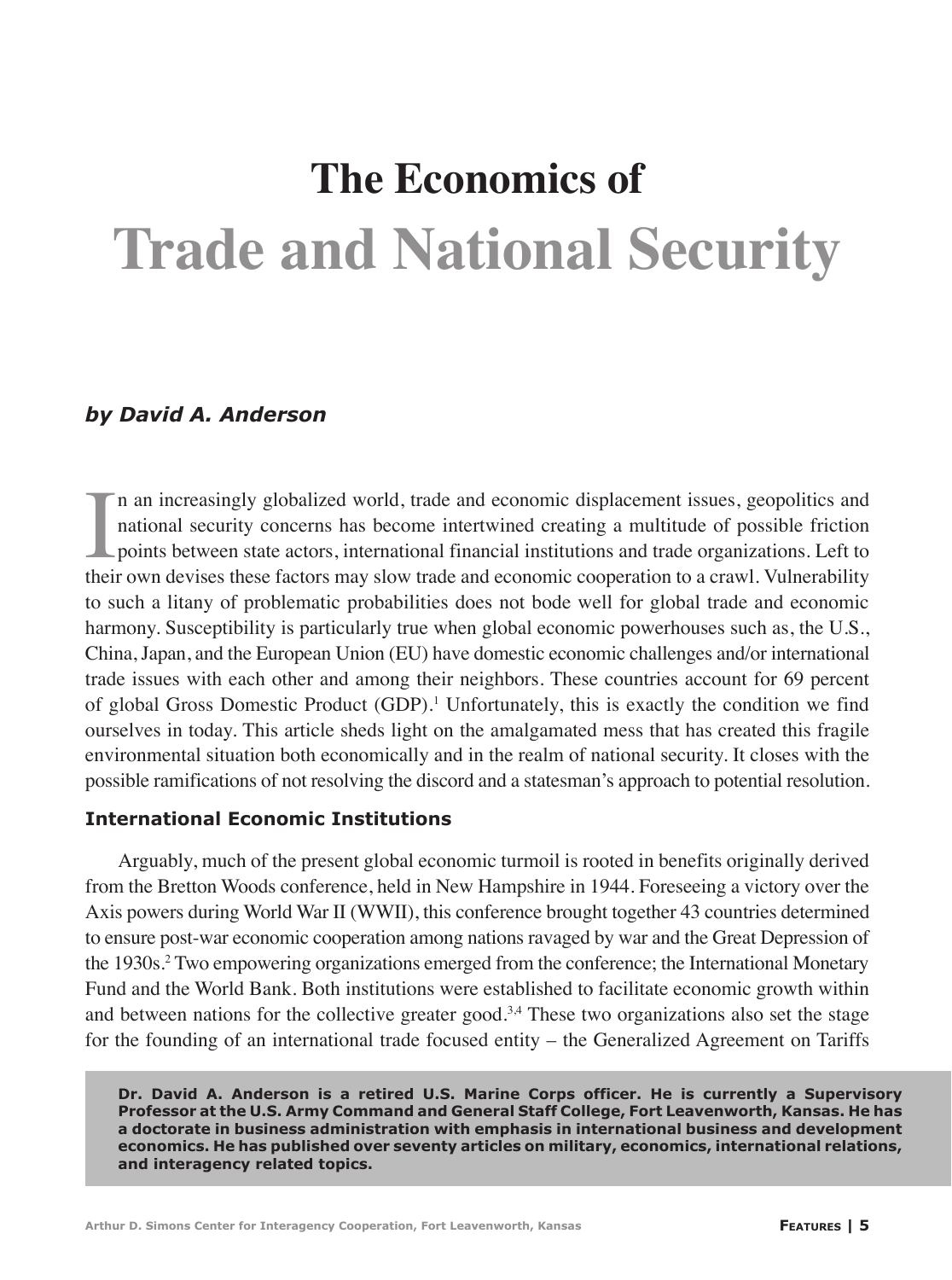# The Economics of Trade and National Security

*by David A. Anderson*

In an increasingly globalized world, trade and economic displacement issues, geopolitics and national security concerns has become intertwined creating a multitude of possible friction points between state actors, international financial institutions and trade organizations. Left to their own devises these factors may slow trade and economic cooperation to a crawl. Vulnerability to such a litany of problematic probabilities does not bode well for global trade and economic harmony. Susceptibility is particularly true when global economic powerhouses such as, the U.S., China, Japan, and the European Union (EU) have domestic economic challenges and/or international trade issues with each other and among their neighbors. These countries account for 69 percent of global Gross Domestic Product (GDP).[1] Unfortunately, this is exactly the condition we find ourselves in today. This article sheds light on the amalgamated mess that has created this fragile environmental situation both economically and in the realm of national security. It closes with the possible ramifications of not resolving the discord and a statesman's approach to potential resolution.

## International Economic Institutions

Arguably, much of the present global economic turmoil is rooted in benefits originally derived from the Bretton Woods conference, held in New Hampshire in 1944. Foreseeing a victory over the Axis powers during World War II (WWII), this conference brought together 43 countries determined to ensure post-war economic cooperation among nations ravaged by war and the Great Depression of the 1930s.[2] Two empowering organizations emerged from the conference; the International Monetary Fund and the World Bank. Both institutions were established to facilitate economic growth within and between nations for the collective greater good.[3,4] These two organizations also set the stage for the founding of an international trade focused entity – the Generalized Agreement on Tariffs

**Dr. David A. Anderson is a retired U.S. Marine Corps officer. He is currently a Supervisory Professor at the U.S. Army Command and General Staff College, Fort Leavenworth, Kansas. He has a doctorate in business administration with emphasis in international business and development economics. He has published over seventy articles on military, economics, international relations, and interagency related topics.**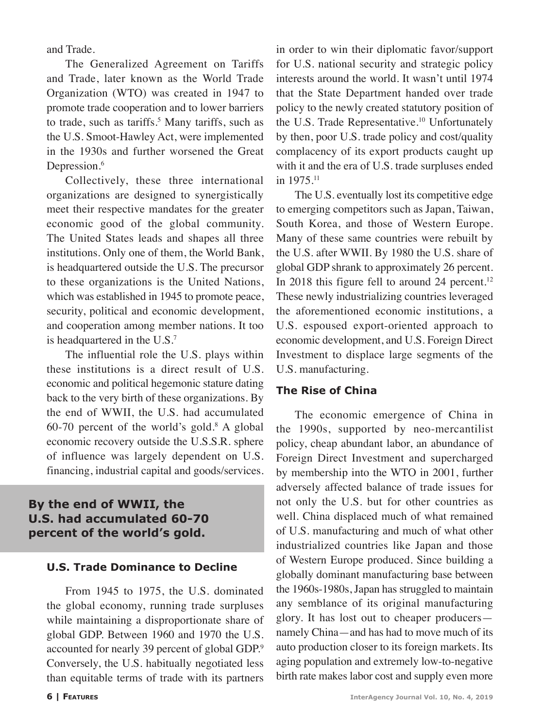and Trade.

The Generalized Agreement on Tariffs and Trade, later known as the World Trade Organization (WTO) was created in 1947 to promote trade cooperation and to lower barriers to trade, such as tariffs.[5] Many tariffs, such as the U.S. Smoot-Hawley Act, were implemented in the 1930s and further worsened the Great Depression.[6]

Collectively, these three international organizations are designed to synergistically meet their respective mandates for the greater economic good of the global community. The United States leads and shapes all three institutions. Only one of them, the World Bank, is headquartered outside the U.S. The precursor to these organizations is the United Nations, which was established in 1945 to promote peace, security, political and economic development, and cooperation among member nations. It too is headquartered in the U.S.[7]

The influential role the U.S. plays within these institutions is a direct result of U.S. economic and political hegemonic stature dating back to the very birth of these organizations. By the end of WWII, the U.S. had accumulated 60-70 percent of the world's gold.[8] A global economic recovery outside the U.S.S.R. sphere of influence was largely dependent on U.S. financing, industrial capital and goods/services.

**By the end of WWII, the U.S. had accumulated 60-70 percent of the world's gold.**

### U.S. Trade Dominance to Decline

From 1945 to 1975, the U.S. dominated the global economy, running trade surpluses while maintaining a disproportionate share of global GDP. Between 1960 and 1970 the U.S. accounted for nearly 39 percent of global GDP.[9] Conversely, the U.S. habitually negotiated less than equitable terms of trade with its partners in order to win their diplomatic favor/support for U.S. national security and strategic policy interests around the world. It wasn't until 1974 that the State Department handed over trade policy to the newly created statutory position of the U.S. Trade Representative.[10] Unfortunately by then, poor U.S. trade policy and cost/quality complacency of its export products caught up with it and the era of U.S. trade surpluses ended in 1975.[11]

The U.S. eventually lost its competitive edge to emerging competitors such as Japan, Taiwan, South Korea, and those of Western Europe. Many of these same countries were rebuilt by the U.S. after WWII. By 1980 the U.S. share of global GDP shrank to approximately 26 percent. In 2018 this figure fell to around 24 percent.[12] These newly industrializing countries leveraged the aforementioned economic institutions, a U.S. espoused export-oriented approach to economic development, and U.S. Foreign Direct Investment to displace large segments of the U.S. manufacturing.

### The Rise of China

The economic emergence of China in the 1990s, supported by neo-mercantilist policy, cheap abundant labor, an abundance of Foreign Direct Investment and supercharged by membership into the WTO in 2001, further adversely affected balance of trade issues for not only the U.S. but for other countries as well. China displaced much of what remained of U.S. manufacturing and much of what other industrialized countries like Japan and those of Western Europe produced. Since building a globally dominant manufacturing base between the 1960s-1980s, Japan has struggled to maintain any semblance of its original manufacturing glory. It has lost out to cheaper producers—namely China—and has had to move much of its auto production closer to its foreign markets. Its aging population and extremely low-to-negative birth rate makes labor cost and supply even more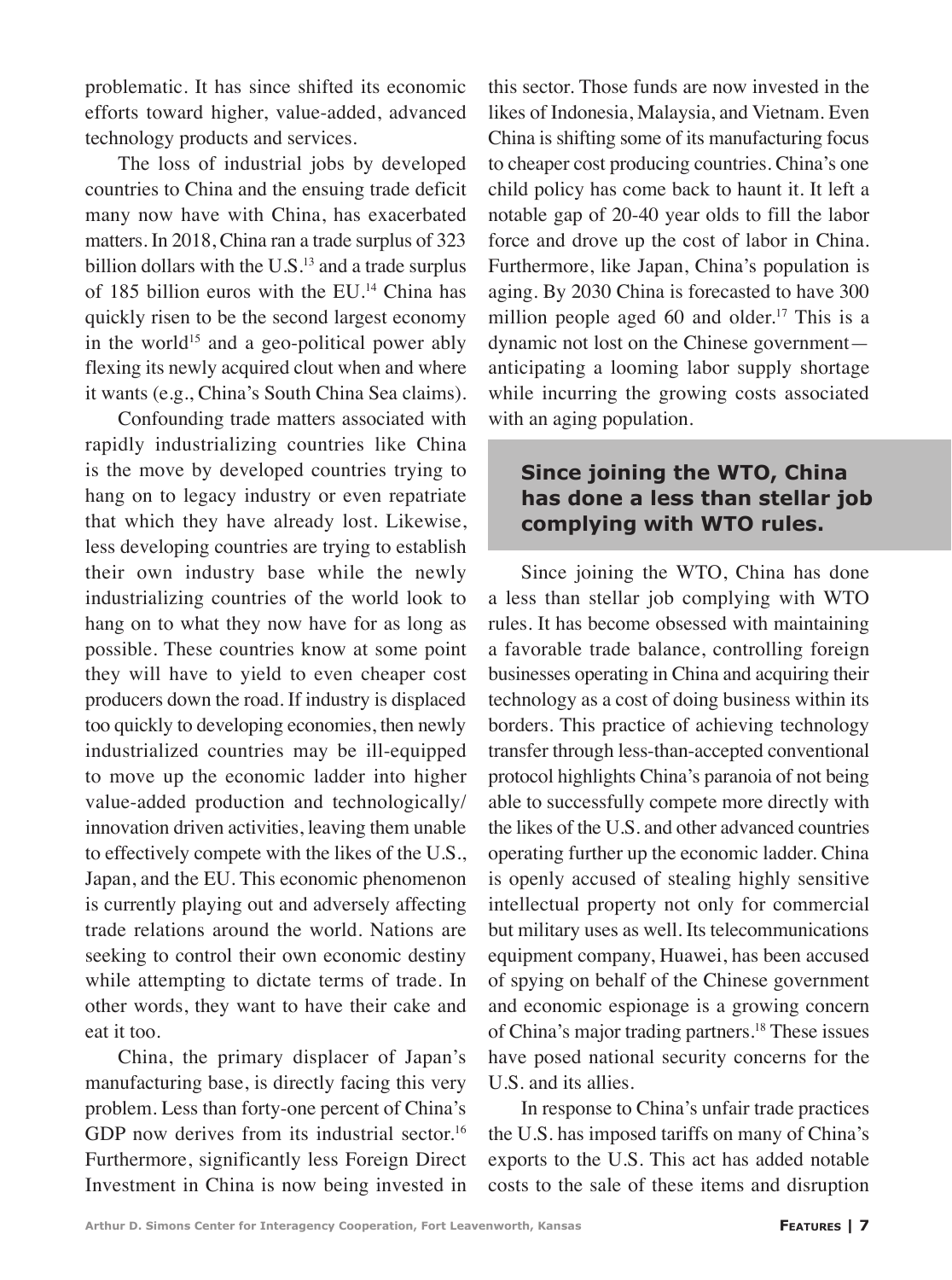problematic. It has since shifted its economic efforts toward higher, value-added, advanced technology products and services.

The loss of industrial jobs by developed countries to China and the ensuing trade deficit many now have with China, has exacerbated matters. In 2018, China ran a trade surplus of 323 billion dollars with the U.S.[13] and a trade surplus of 185 billion euros with the EU.[14] China has quickly risen to be the second largest economy in the world[15] and a geo-political power ably flexing its newly acquired clout when and where it wants (e.g., China's South China Sea claims).

Confounding trade matters associated with rapidly industrializing countries like China is the move by developed countries trying to hang on to legacy industry or even repatriate that which they have already lost. Likewise, less developing countries are trying to establish their own industry base while the newly industrializing countries of the world look to hang on to what they now have for as long as possible. These countries know at some point they will have to yield to even cheaper cost producers down the road. If industry is displaced too quickly to developing economies, then newly industrialized countries may be ill-equipped to move up the economic ladder into higher value-added production and technologically/innovation driven activities, leaving them unable to effectively compete with the likes of the U.S., Japan, and the EU. This economic phenomenon is currently playing out and adversely affecting trade relations around the world. Nations are seeking to control their own economic destiny while attempting to dictate terms of trade. In other words, they want to have their cake and eat it too.

China, the primary displacer of Japan's manufacturing base, is directly facing this very problem. Less than forty-one percent of China's GDP now derives from its industrial sector.[16] Furthermore, significantly less Foreign Direct Investment in China is now being invested in this sector. Those funds are now invested in the likes of Indonesia, Malaysia, and Vietnam. Even China is shifting some of its manufacturing focus to cheaper cost producing countries. China's one child policy has come back to haunt it. It left a notable gap of 20-40 year olds to fill the labor force and drove up the cost of labor in China. Furthermore, like Japan, China's population is aging. By 2030 China is forecasted to have 300 million people aged 60 and older.[17] This is a dynamic not lost on the Chinese government—anticipating a looming labor supply shortage while incurring the growing costs associated with an aging population.

**Since joining the WTO, China has done a less than stellar job complying with WTO rules.**

Since joining the WTO, China has done a less than stellar job complying with WTO rules. It has become obsessed with maintaining a favorable trade balance, controlling foreign businesses operating in China and acquiring their technology as a cost of doing business within its borders. This practice of achieving technology transfer through less-than-accepted conventional protocol highlights China's paranoia of not being able to successfully compete more directly with the likes of the U.S. and other advanced countries operating further up the economic ladder. China is openly accused of stealing highly sensitive intellectual property not only for commercial but military uses as well. Its telecommunications equipment company, Huawei, has been accused of spying on behalf of the Chinese government and economic espionage is a growing concern of China's major trading partners.[18] These issues have posed national security concerns for the U.S. and its allies.

In response to China's unfair trade practices the U.S. has imposed tariffs on many of China's exports to the U.S. This act has added notable costs to the sale of these items and disruption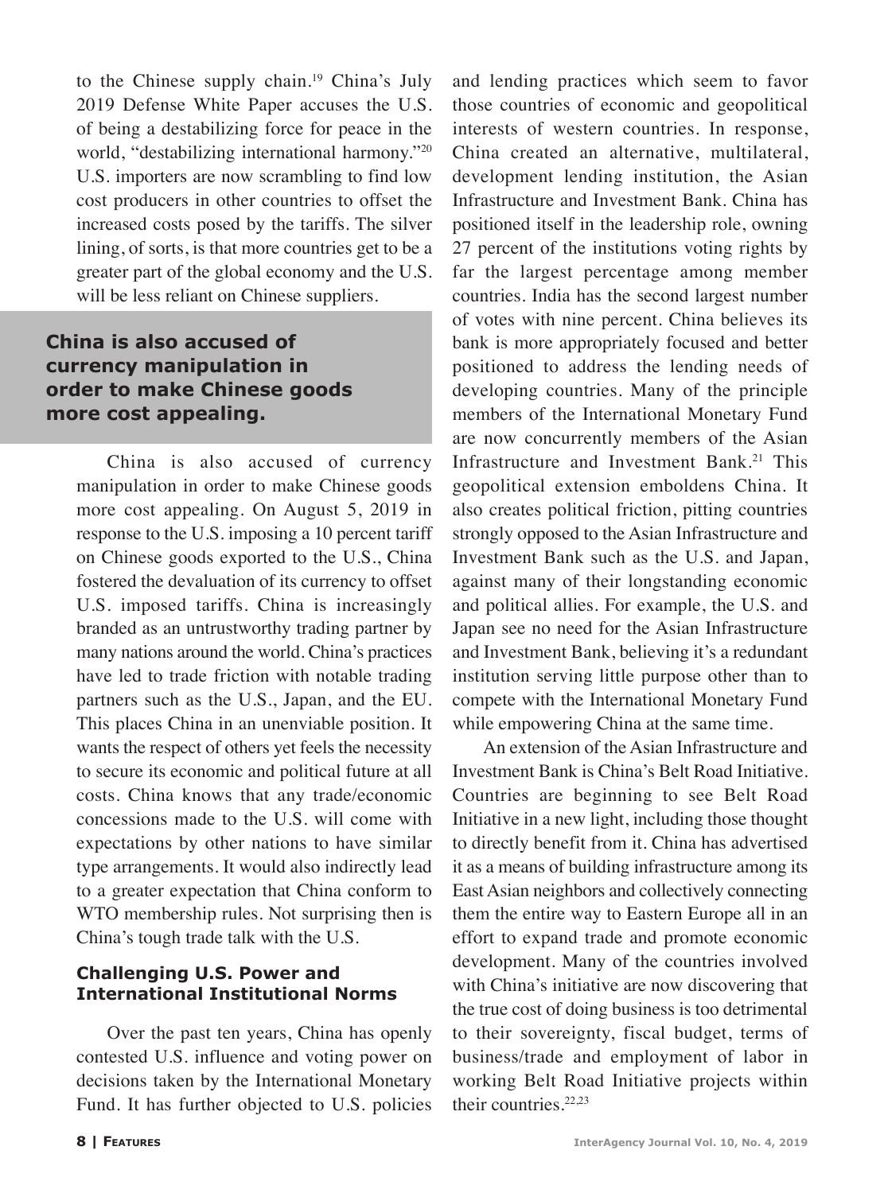to the Chinese supply chain.[19] China's July 2019 Defense White Paper accuses the U.S. of being a destabilizing force for peace in the world, "destabilizing international harmony."[20] U.S. importers are now scrambling to find low cost producers in other countries to offset the increased costs posed by the tariffs. The silver lining, of sorts, is that more countries get to be a greater part of the global economy and the U.S. will be less reliant on Chinese suppliers.

**China is also accused of currency manipulation in order to make Chinese goods more cost appealing.**

China is also accused of currency manipulation in order to make Chinese goods more cost appealing. On August 5, 2019 in response to the U.S. imposing a 10 percent tariff on Chinese goods exported to the U.S., China fostered the devaluation of its currency to offset U.S. imposed tariffs. China is increasingly branded as an untrustworthy trading partner by many nations around the world. China's practices have led to trade friction with notable trading partners such as the U.S., Japan, and the EU. This places China in an unenviable position. It wants the respect of others yet feels the necessity to secure its economic and political future at all costs. China knows that any trade/economic concessions made to the U.S. will come with expectations by other nations to have similar type arrangements. It would also indirectly lead to a greater expectation that China conform to WTO membership rules. Not surprising then is China's tough trade talk with the U.S.

### Challenging U.S. Power and International Institutional Norms

Over the past ten years, China has openly contested U.S. influence and voting power on decisions taken by the International Monetary Fund. It has further objected to U.S. policies and lending practices which seem to favor those countries of economic and geopolitical interests of western countries. In response, China created an alternative, multilateral, development lending institution, the Asian Infrastructure and Investment Bank. China has positioned itself in the leadership role, owning 27 percent of the institutions voting rights by far the largest percentage among member countries. India has the second largest number of votes with nine percent. China believes its bank is more appropriately focused and better positioned to address the lending needs of developing countries. Many of the principle members of the International Monetary Fund are now concurrently members of the Asian Infrastructure and Investment Bank.[21] This geopolitical extension emboldens China. It also creates political friction, pitting countries strongly opposed to the Asian Infrastructure and Investment Bank such as the U.S. and Japan, against many of their longstanding economic and political allies. For example, the U.S. and Japan see no need for the Asian Infrastructure and Investment Bank, believing it's a redundant institution serving little purpose other than to compete with the International Monetary Fund while empowering China at the same time.

An extension of the Asian Infrastructure and Investment Bank is China's Belt Road Initiative. Countries are beginning to see Belt Road Initiative in a new light, including those thought to directly benefit from it. China has advertised it as a means of building infrastructure among its East Asian neighbors and collectively connecting them the entire way to Eastern Europe all in an effort to expand trade and promote economic development. Many of the countries involved with China's initiative are now discovering that the true cost of doing business is too detrimental to their sovereignty, fiscal budget, terms of business/trade and employment of labor in working Belt Road Initiative projects within their countries.[22,23]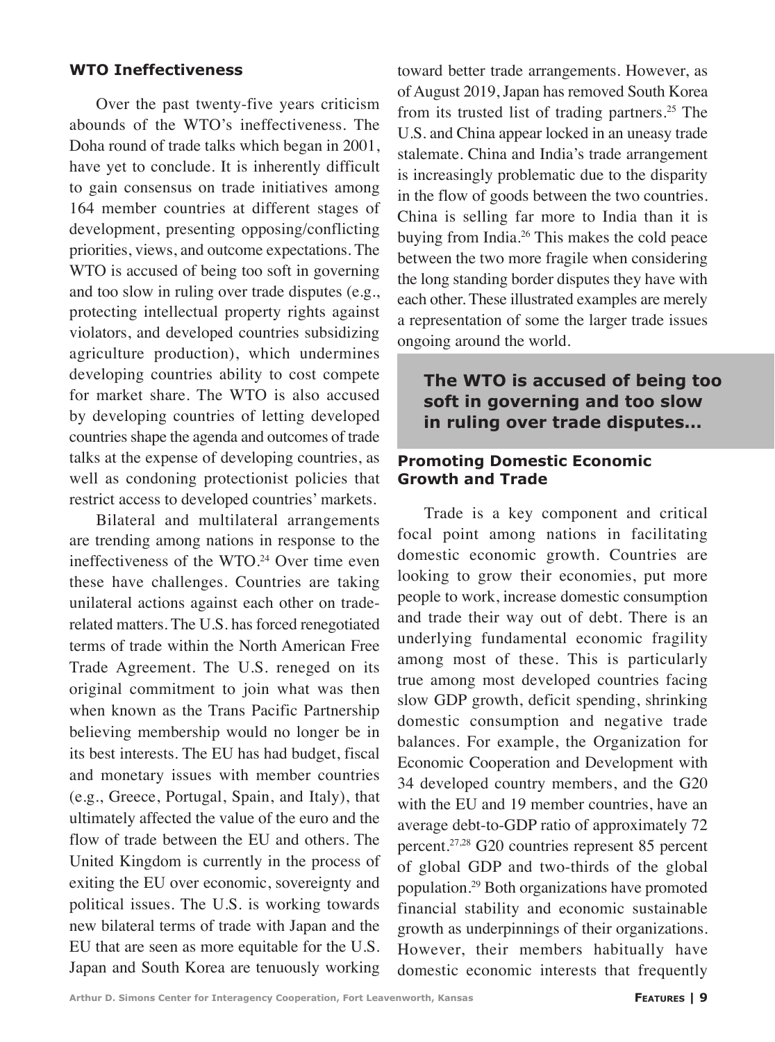## WTO Ineffectiveness

Over the past twenty-five years criticism abounds of the WTO's ineffectiveness. The Doha round of trade talks which began in 2001, have yet to conclude. It is inherently difficult to gain consensus on trade initiatives among 164 member countries at different stages of development, presenting opposing/conflicting priorities, views, and outcome expectations. The WTO is accused of being too soft in governing and too slow in ruling over trade disputes (e.g., protecting intellectual property rights against violators, and developed countries subsidizing agriculture production), which undermines developing countries ability to cost compete for market share. The WTO is also accused by developing countries of letting developed countries shape the agenda and outcomes of trade talks at the expense of developing countries, as well as condoning protectionist policies that restrict access to developed countries' markets.

Bilateral and multilateral arrangements are trending among nations in response to the ineffectiveness of the WTO.[24] Over time even these have challenges. Countries are taking unilateral actions against each other on trade-related matters. The U.S. has forced renegotiated terms of trade within the North American Free Trade Agreement. The U.S. reneged on its original commitment to join what was then when known as the Trans Pacific Partnership believing membership would no longer be in its best interests. The EU has had budget, fiscal and monetary issues with member countries (e.g., Greece, Portugal, Spain, and Italy), that ultimately affected the value of the euro and the flow of trade between the EU and others. The United Kingdom is currently in the process of exiting the EU over economic, sovereignty and political issues. The U.S. is working towards new bilateral terms of trade with Japan and the EU that are seen as more equitable for the U.S. Japan and South Korea are tenuously working toward better trade arrangements. However, as of August 2019, Japan has removed South Korea from its trusted list of trading partners.[25] The U.S. and China appear locked in an uneasy trade stalemate. China and India's trade arrangement is increasingly problematic due to the disparity in the flow of goods between the two countries. China is selling far more to India than it is buying from India.[26] This makes the cold peace between the two more fragile when considering the long standing border disputes they have with each other. These illustrated examples are merely a representation of some the larger trade issues ongoing around the world.

> **The WTO is accused of being too soft in governing and too slow in ruling over trade disputes...**

## Promoting Domestic Economic Growth and Trade

Trade is a key component and critical focal point among nations in facilitating domestic economic growth. Countries are looking to grow their economies, put more people to work, increase domestic consumption and trade their way out of debt. There is an underlying fundamental economic fragility among most of these. This is particularly true among most developed countries facing slow GDP growth, deficit spending, shrinking domestic consumption and negative trade balances. For example, the Organization for Economic Cooperation and Development with 34 developed country members, and the G20 with the EU and 19 member countries, have an average debt-to-GDP ratio of approximately 72 percent.[27,28] G20 countries represent 85 percent of global GDP and two-thirds of the global population.[29] Both organizations have promoted financial stability and economic sustainable growth as underpinnings of their organizations. However, their members habitually have domestic economic interests that frequently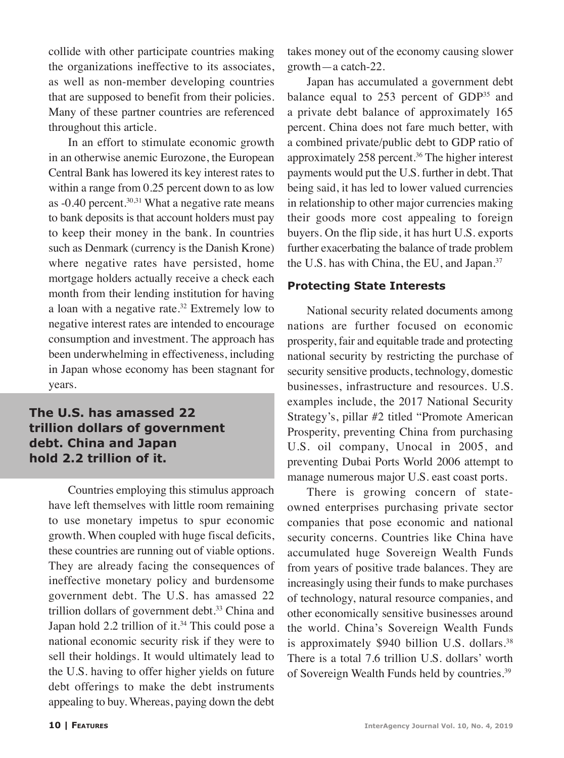collide with other participate countries making the organizations ineffective to its associates, as well as non-member developing countries that are supposed to benefit from their policies. Many of these partner countries are referenced throughout this article.

In an effort to stimulate economic growth in an otherwise anemic Eurozone, the European Central Bank has lowered its key interest rates to within a range from 0.25 percent down to as low as -0.40 percent.[30,31] What a negative rate means to bank deposits is that account holders must pay to keep their money in the bank. In countries such as Denmark (currency is the Danish Krone) where negative rates have persisted, home mortgage holders actually receive a check each month from their lending institution for having a loan with a negative rate.[32] Extremely low to negative interest rates are intended to encourage consumption and investment. The approach has been underwhelming in effectiveness, including in Japan whose economy has been stagnant for years.

**The U.S. has amassed 22 trillion dollars of government debt. China and Japan hold 2.2 trillion of it.**

Countries employing this stimulus approach have left themselves with little room remaining to use monetary impetus to spur economic growth. When coupled with huge fiscal deficits, these countries are running out of viable options. They are already facing the consequences of ineffective monetary policy and burdensome government debt. The U.S. has amassed 22 trillion dollars of government debt.[33] China and Japan hold 2.2 trillion of it.[34] This could pose a national economic security risk if they were to sell their holdings. It would ultimately lead to the U.S. having to offer higher yields on future debt offerings to make the debt instruments appealing to buy. Whereas, paying down the debt takes money out of the economy causing slower growth—a catch-22.

Japan has accumulated a government debt balance equal to 253 percent of GDP[35] and a private debt balance of approximately 165 percent. China does not fare much better, with a combined private/public debt to GDP ratio of approximately 258 percent.[36] The higher interest payments would put the U.S. further in debt. That being said, it has led to lower valued currencies in relationship to other major currencies making their goods more cost appealing to foreign buyers. On the flip side, it has hurt U.S. exports further exacerbating the balance of trade problem the U.S. has with China, the EU, and Japan.[37]

## Protecting State Interests

National security related documents among nations are further focused on economic prosperity, fair and equitable trade and protecting national security by restricting the purchase of security sensitive products, technology, domestic businesses, infrastructure and resources. U.S. examples include, the 2017 National Security Strategy's, pillar #2 titled "Promote American Prosperity, preventing China from purchasing U.S. oil company, Unocal in 2005, and preventing Dubai Ports World 2006 attempt to manage numerous major U.S. east coast ports.

There is growing concern of state-owned enterprises purchasing private sector companies that pose economic and national security concerns. Countries like China have accumulated huge Sovereign Wealth Funds from years of positive trade balances. They are increasingly using their funds to make purchases of technology, natural resource companies, and other economically sensitive businesses around the world. China's Sovereign Wealth Funds is approximately $940 billion U.S. dollars.[38] There is a total 7.6 trillion U.S. dollars' worth of Sovereign Wealth Funds held by countries.[39]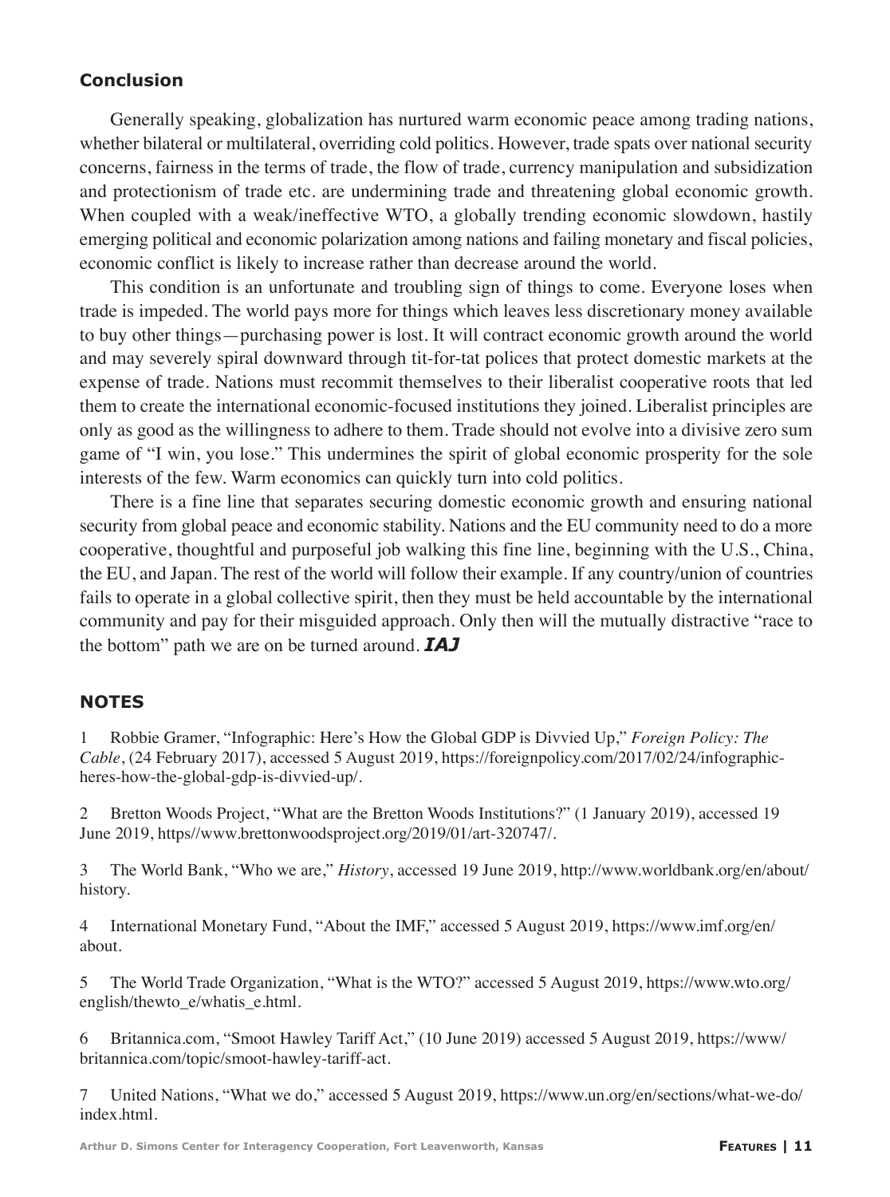## Conclusion

Generally speaking, globalization has nurtured warm economic peace among trading nations, whether bilateral or multilateral, overriding cold politics. However, trade spats over national security concerns, fairness in the terms of trade, the flow of trade, currency manipulation and subsidization and protectionism of trade etc. are undermining trade and threatening global economic growth. When coupled with a weak/ineffective WTO, a globally trending economic slowdown, hastily emerging political and economic polarization among nations and failing monetary and fiscal policies, economic conflict is likely to increase rather than decrease around the world.

This condition is an unfortunate and troubling sign of things to come. Everyone loses when trade is impeded. The world pays more for things which leaves less discretionary money available to buy other things—purchasing power is lost. It will contract economic growth around the world and may severely spiral downward through tit-for-tat polices that protect domestic markets at the expense of trade. Nations must recommit themselves to their liberalist cooperative roots that led them to create the international economic-focused institutions they joined. Liberalist principles are only as good as the willingness to adhere to them. Trade should not evolve into a divisive zero sum game of "I win, you lose." This undermines the spirit of global economic prosperity for the sole interests of the few. Warm economics can quickly turn into cold politics.

There is a fine line that separates securing domestic economic growth and ensuring national security from global peace and economic stability. Nations and the EU community need to do a more cooperative, thoughtful and purposeful job walking this fine line, beginning with the U.S., China, the EU, and Japan. The rest of the world will follow their example. If any country/union of countries fails to operate in a global collective spirit, then they must be held accountable by the international community and pay for their misguided approach. Only then will the mutually distractive "race to the bottom" path we are on be turned around. ***IAJ***

## NOTES

1 Robbie Gramer, "Infographic: Here's How the Global GDP is Divvied Up," *Foreign Policy: The Cable*, (24 February 2017), accessed 5 August 2019, https://foreignpolicy.com/2017/02/24/infographic-heres-how-the-global-gdp-is-divvied-up/.

2 Bretton Woods Project, "What are the Bretton Woods Institutions?" (1 January 2019), accessed 19 June 2019, https//www.brettonwoodsproject.org/2019/01/art-320747/.

3 The World Bank, "Who we are," *History*, accessed 19 June 2019, http://www.worldbank.org/en/about/history.

4 International Monetary Fund, "About the IMF," accessed 5 August 2019, https://www.imf.org/en/about.

5 The World Trade Organization, "What is the WTO?" accessed 5 August 2019, https://www.wto.org/english/thewto_e/whatis_e.html.

6 Britannica.com, "Smoot Hawley Tariff Act," (10 June 2019) accessed 5 August 2019, https://www/britannica.com/topic/smoot-hawley-tariff-act.

7 United Nations, "What we do," accessed 5 August 2019, https://www.un.org/en/sections/what-we-do/index.html.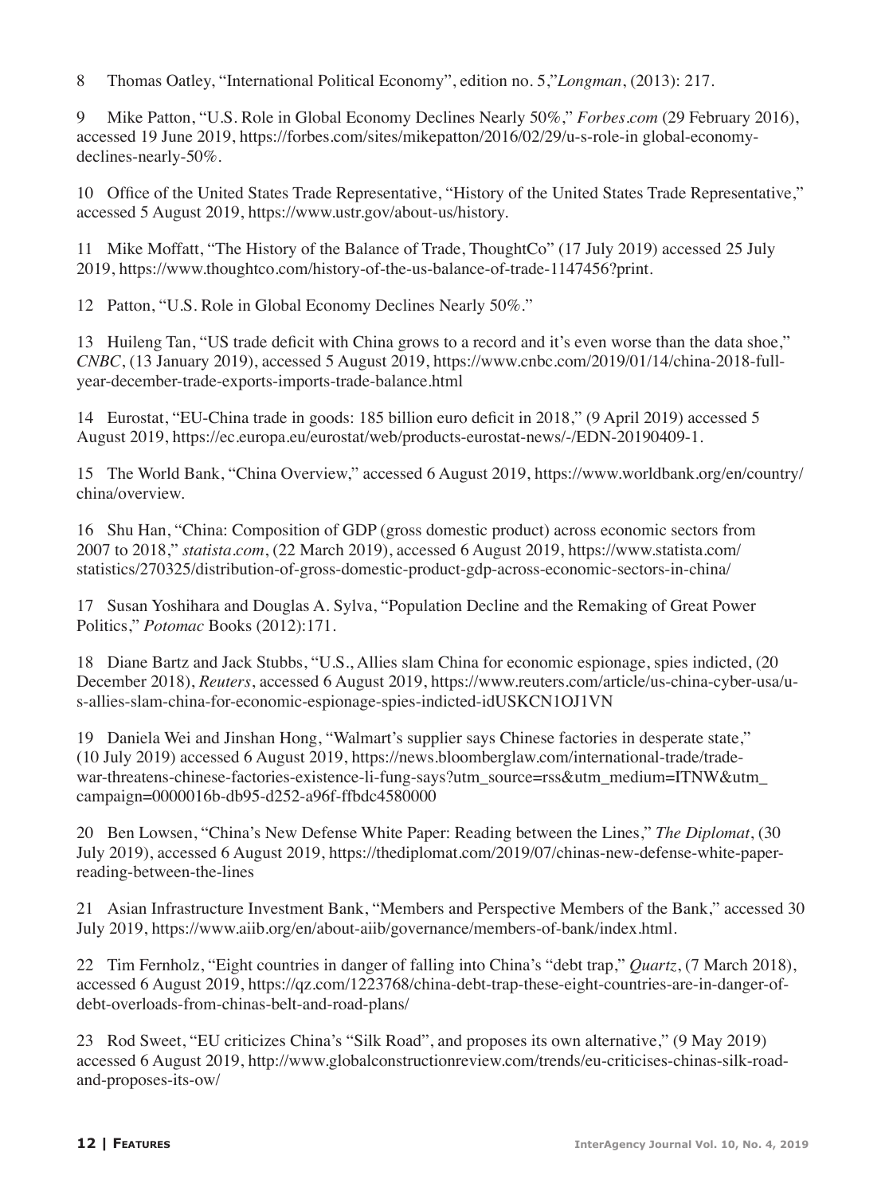8 Thomas Oatley, "International Political Economy", edition no. 5,"*Longman*, (2013): 217.

9 Mike Patton, "U.S. Role in Global Economy Declines Nearly 50%," *Forbes.com* (29 February 2016), accessed 19 June 2019, https://forbes.com/sites/mikepatton/2016/02/29/u-s-role-in global-economy-declines-nearly-50%.

10 Office of the United States Trade Representative, "History of the United States Trade Representative," accessed 5 August 2019, https://www.ustr.gov/about-us/history.

11 Mike Moffatt, "The History of the Balance of Trade, ThoughtCo" (17 July 2019) accessed 25 July 2019, https://www.thoughtco.com/history-of-the-us-balance-of-trade-1147456?print.

12 Patton, "U.S. Role in Global Economy Declines Nearly 50%."

13 Huileng Tan, "US trade deficit with China grows to a record and it's even worse than the data shoe," *CNBC*, (13 January 2019), accessed 5 August 2019, https://www.cnbc.com/2019/01/14/china-2018-full-year-december-trade-exports-imports-trade-balance.html

14 Eurostat, "EU-China trade in goods: 185 billion euro deficit in 2018," (9 April 2019) accessed 5 August 2019, https://ec.europa.eu/eurostat/web/products-eurostat-news/-/EDN-20190409-1.

15 The World Bank, "China Overview," accessed 6 August 2019, https://www.worldbank.org/en/country/china/overview.

16 Shu Han, "China: Composition of GDP (gross domestic product) across economic sectors from 2007 to 2018," *statista.com*, (22 March 2019), accessed 6 August 2019, https://www.statista.com/statistics/270325/distribution-of-gross-domestic-product-gdp-across-economic-sectors-in-china/

17 Susan Yoshihara and Douglas A. Sylva, "Population Decline and the Remaking of Great Power Politics," *Potomac* Books (2012):171.

18 Diane Bartz and Jack Stubbs, "U.S., Allies slam China for economic espionage, spies indicted, (20 December 2018), *Reuters*, accessed 6 August 2019, https://www.reuters.com/article/us-china-cyber-usa/u-s-allies-slam-china-for-economic-espionage-spies-indicted-idUSKCN1OJ1VN

19 Daniela Wei and Jinshan Hong, "Walmart's supplier says Chinese factories in desperate state," (10 July 2019) accessed 6 August 2019, https://news.bloomberglaw.com/international-trade/trade-war-threatens-chinese-factories-existence-li-fung-says?utm_source=rss&utm_medium=ITNW&utm_campaign=0000016b-db95-d252-a96f-ffbdc4580000

20 Ben Lowsen, "China's New Defense White Paper: Reading between the Lines," *The Diplomat*, (30 July 2019), accessed 6 August 2019, https://thediplomat.com/2019/07/chinas-new-defense-white-paper-reading-between-the-lines

21 Asian Infrastructure Investment Bank, "Members and Perspective Members of the Bank," accessed 30 July 2019, https://www.aiib.org/en/about-aiib/governance/members-of-bank/index.html.

22 Tim Fernholz, "Eight countries in danger of falling into China's "debt trap," *Quartz*, (7 March 2018), accessed 6 August 2019, https://qz.com/1223768/china-debt-trap-these-eight-countries-are-in-danger-of-debt-overloads-from-chinas-belt-and-road-plans/

23 Rod Sweet, "EU criticizes China's "Silk Road", and proposes its own alternative," (9 May 2019) accessed 6 August 2019, http://www.globalconstructionreview.com/trends/eu-criticises-chinas-silk-road-and-proposes-its-ow/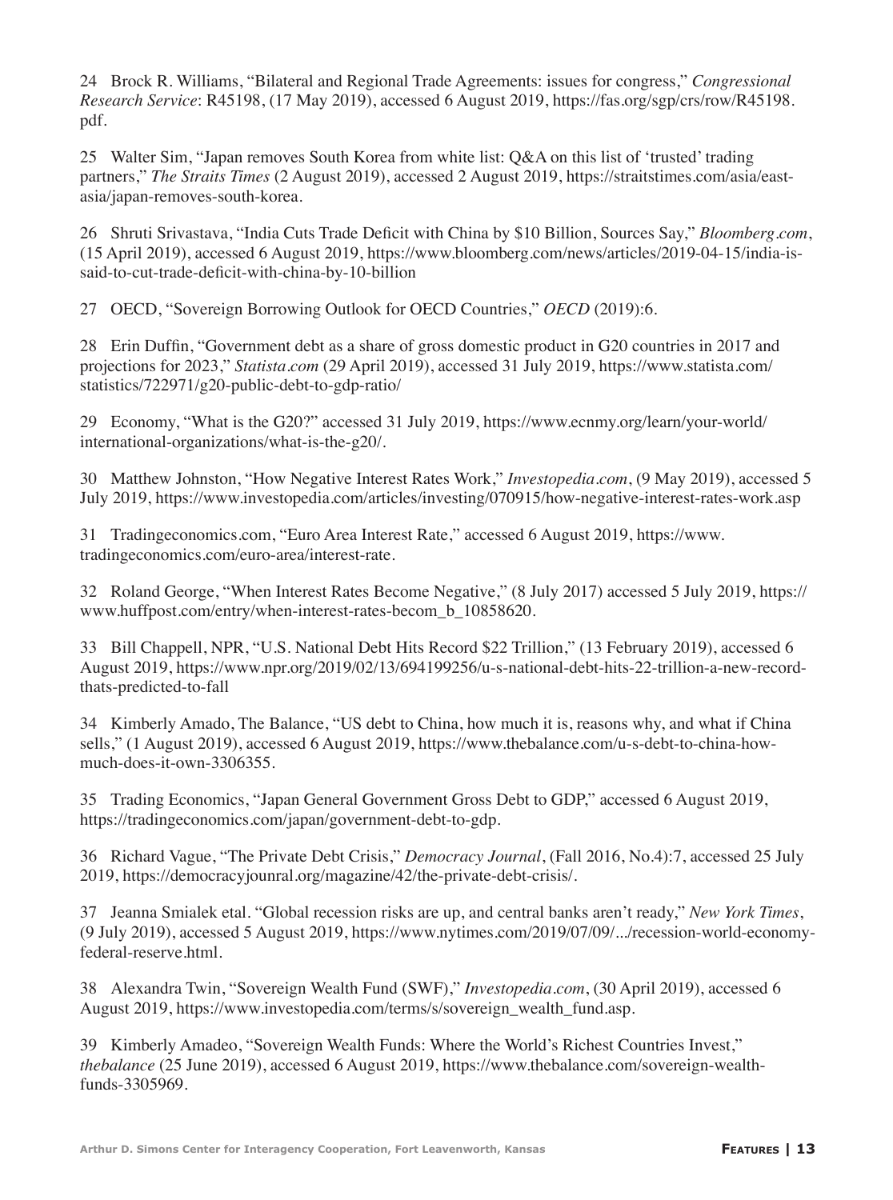24 Brock R. Williams, "Bilateral and Regional Trade Agreements: issues for congress," *Congressional Research Service*: R45198, (17 May 2019), accessed 6 August 2019, https://fas.org/sgp/crs/row/R45198.pdf.

25 Walter Sim, "Japan removes South Korea from white list: Q&A on this list of 'trusted' trading partners," *The Straits Times* (2 August 2019), accessed 2 August 2019, https://straitstimes.com/asia/east-asia/japan-removes-south-korea.

26 Shruti Srivastava, "India Cuts Trade Deficit with China by $10 Billion, Sources Say," *Bloomberg.com*, (15 April 2019), accessed 6 August 2019, https://www.bloomberg.com/news/articles/2019-04-15/india-is-said-to-cut-trade-deficit-with-china-by-10-billion

27 OECD, "Sovereign Borrowing Outlook for OECD Countries," *OECD* (2019):6.

28 Erin Duffin, "Government debt as a share of gross domestic product in G20 countries in 2017 and projections for 2023," *Statista.com* (29 April 2019), accessed 31 July 2019, https://www.statista.com/statistics/722971/g20-public-debt-to-gdp-ratio/

29 Economy, "What is the G20?" accessed 31 July 2019, https://www.ecnmy.org/learn/your-world/international-organizations/what-is-the-g20/.

30 Matthew Johnston, "How Negative Interest Rates Work," *Investopedia.com*, (9 May 2019), accessed 5 July 2019, https://www.investopedia.com/articles/investing/070915/how-negative-interest-rates-work.asp

31 Tradingeconomics.com, "Euro Area Interest Rate," accessed 6 August 2019, https://www.tradingeconomics.com/euro-area/interest-rate.

32 Roland George, "When Interest Rates Become Negative," (8 July 2017) accessed 5 July 2019, https://www.huffpost.com/entry/when-interest-rates-becom_b_10858620.

33 Bill Chappell, NPR, "U.S. National Debt Hits Record $22 Trillion," (13 February 2019), accessed 6 August 2019, https://www.npr.org/2019/02/13/694199256/u-s-national-debt-hits-22-trillion-a-new-record-thats-predicted-to-fall

34 Kimberly Amado, The Balance, "US debt to China, how much it is, reasons why, and what if China sells," (1 August 2019), accessed 6 August 2019, https://www.thebalance.com/u-s-debt-to-china-how-much-does-it-own-3306355.

35 Trading Economics, "Japan General Government Gross Debt to GDP," accessed 6 August 2019, https://tradingeconomics.com/japan/government-debt-to-gdp.

36 Richard Vague, "The Private Debt Crisis," *Democracy Journal*, (Fall 2016, No.4):7, accessed 25 July 2019, https://democracyjounral.org/magazine/42/the-private-debt-crisis/.

37 Jeanna Smialek etal. "Global recession risks are up, and central banks aren't ready," *New York Times*, (9 July 2019), accessed 5 August 2019, https://www.nytimes.com/2019/07/09/.../recession-world-economy-federal-reserve.html.

38 Alexandra Twin, "Sovereign Wealth Fund (SWF)," *Investopedia.com*, (30 April 2019), accessed 6 August 2019, https://www.investopedia.com/terms/s/sovereign_wealth_fund.asp.

39 Kimberly Amadeo, "Sovereign Wealth Funds: Where the World's Richest Countries Invest," *thebalance* (25 June 2019), accessed 6 August 2019, https://www.thebalance.com/sovereign-wealth-funds-3305969.